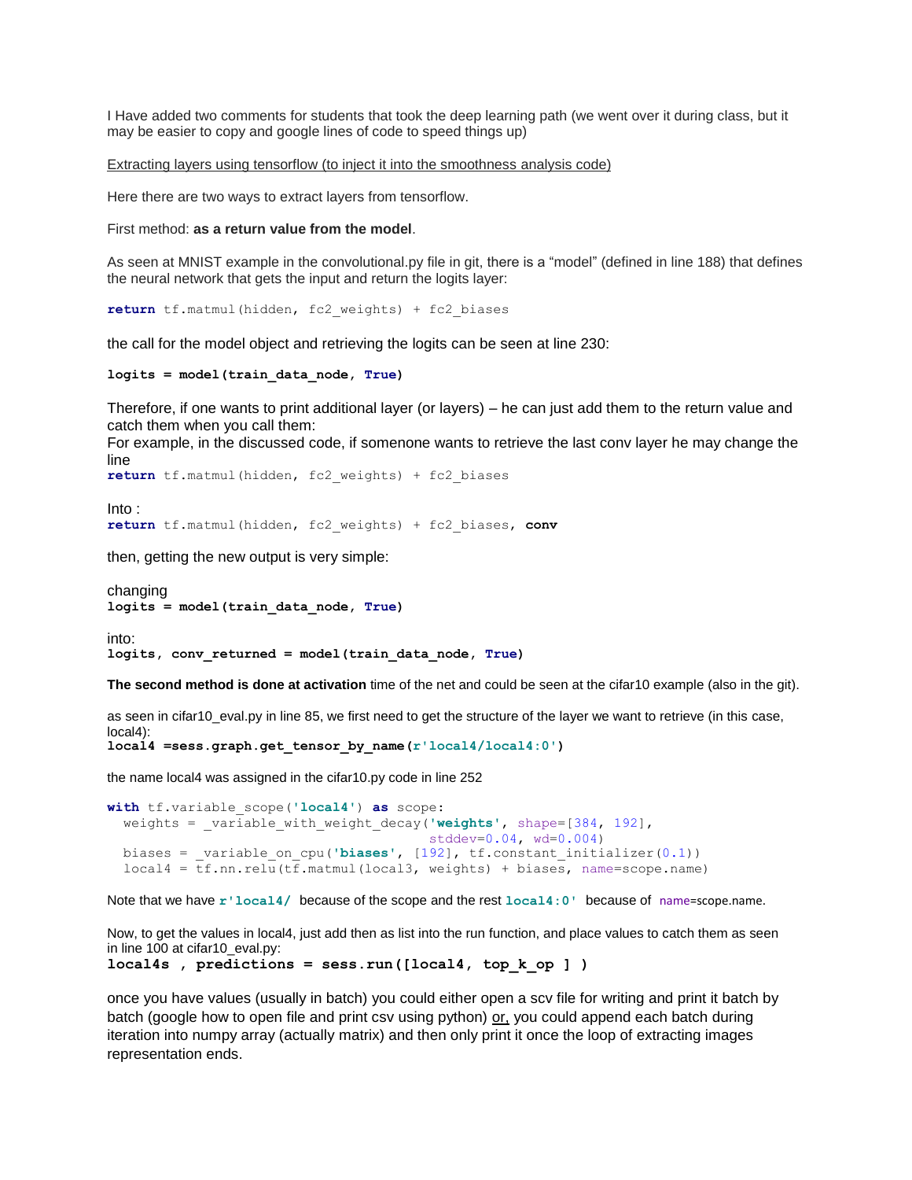I Have added two comments for students that took the deep learning path (we went over it during class, but it may be easier to copy and google lines of code to speed things up)

Extracting layers using tensorflow (to inject it into the smoothness analysis code)

Here there are two ways to extract layers from tensorflow.

First method: **as a return value from the model**.

As seen at MNIST example in the convolutional.py file in git, there is a "model" (defined in line 188) that defines the neural network that gets the input and return the logits layer:

```
return tf.matmul(hidden, fc2_weights) + fc2_biases
```

the call for the model object and retrieving the logits can be seen at line 230:

```
logits = model(train_data_node, True)
```

Therefore, if one wants to print additional layer (or layers) – he can just add them to the return value and catch them when you call them:
For example, in the discussed code, if somenone wants to retrieve the last conv layer he may change the line

```
return tf.matmul(hidden, fc2_weights) + fc2_biases
```

Into :

```
return tf.matmul(hidden, fc2_weights) + fc2_biases, conv
```

then, getting the new output is very simple:

changing

```
logits = model(train_data_node, True)
```

into:

```
logits, conv_returned = model(train_data_node, True)
```

**The second method is done at activation** time of the net and could be seen at the cifar10 example (also in the git).

as seen in cifar10_eval.py in line 85, we first need to get the structure of the layer we want to retrieve (in this case, local4):

```
local4 =sess.graph.get_tensor_by_name(r'local4/local4:0')
```

the name local4 was assigned in the cifar10.py code in line 252

```
with tf.variable_scope('local4') as scope:
  weights = _variable_with_weight_decay('weights', shape=[384, 192],
                                        stddev=0.04, wd=0.004)
  biases = _variable_on_cpu('biases', [192], tf.constant_initializer(0.1))
  local4 = tf.nn.relu(tf.matmul(local3, weights) + biases, name=scope.name)
```

Note that we have `r'local4/` because of the scope and the rest `local4:0'` because of `name=scope.name`.

Now, to get the values in local4, just add then as list into the run function, and place values to catch them as seen in line 100 at cifar10_eval.py:

```
local4s , predictions = sess.run([local4, top_k_op ] )
```

once you have values (usually in batch) you could either open a scv file for writing and print it batch by batch (google how to open file and print csv using python) or, you could append each batch during iteration into numpy array (actually matrix) and then only print it once the loop of extracting images representation ends.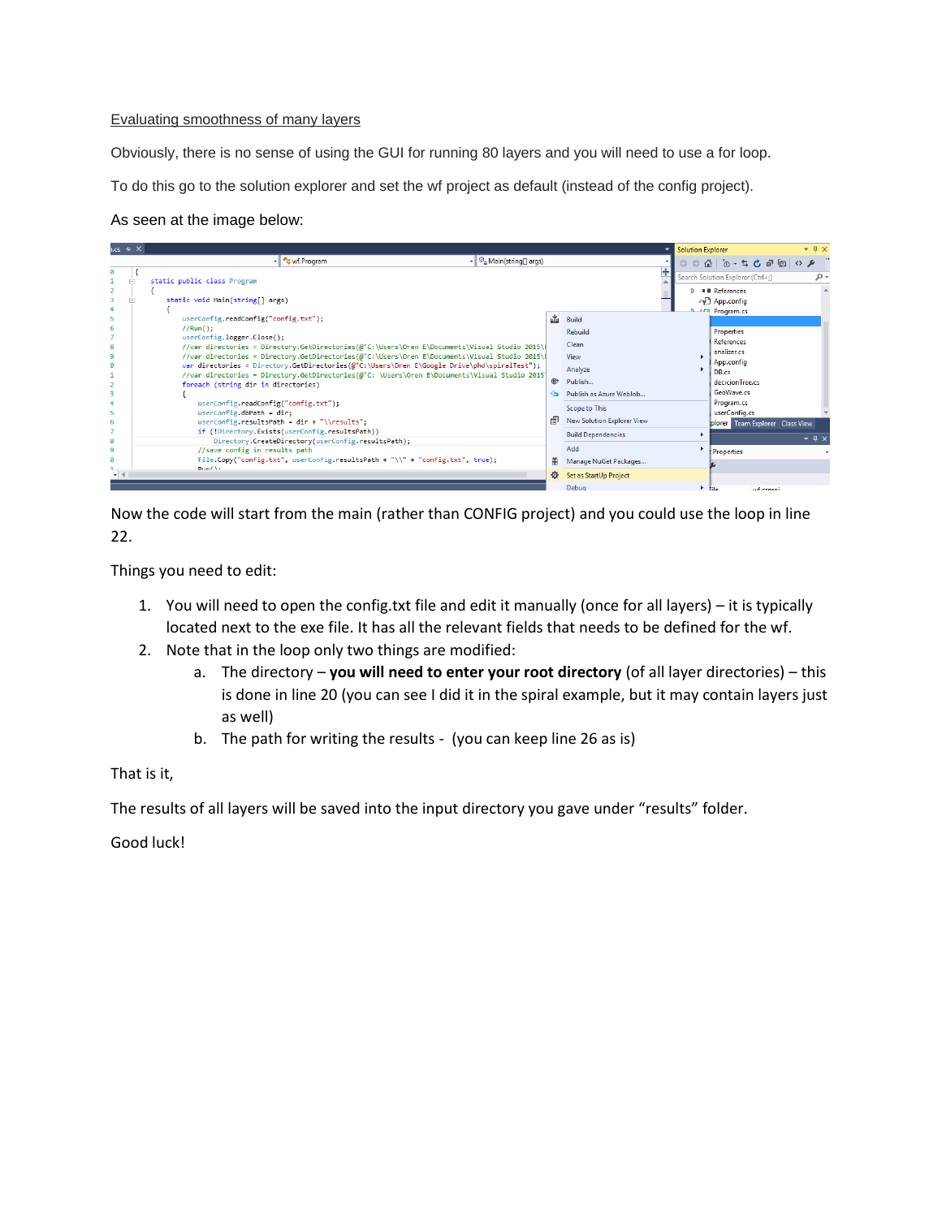Evaluating smoothness of many layers

Obviously, there is no sense of using the GUI for running 80 layers and you will need to use a for loop.

To do this go to the solution explorer and set the wf project as default (instead of the config project).

As seen at the image below:

Now the code will start from the main (rather than CONFIG project) and you could use the loop in line 22.

Things you need to edit:

1. You will need to open the config.txt file and edit it manually (once for all layers) – it is typically located next to the exe file. It has all the relevant fields that needs to be defined for the wf.
2. Note that in the loop only two things are modified:
   a. The directory – **you will need to enter your root directory** (of all layer directories) – this is done in line 20 (you can see I did it in the spiral example, but it may contain layers just as well)
   b. The path for writing the results - (you can keep line 26 as is)

That is it,

The results of all layers will be saved into the input directory you gave under "results" folder.

Good luck!